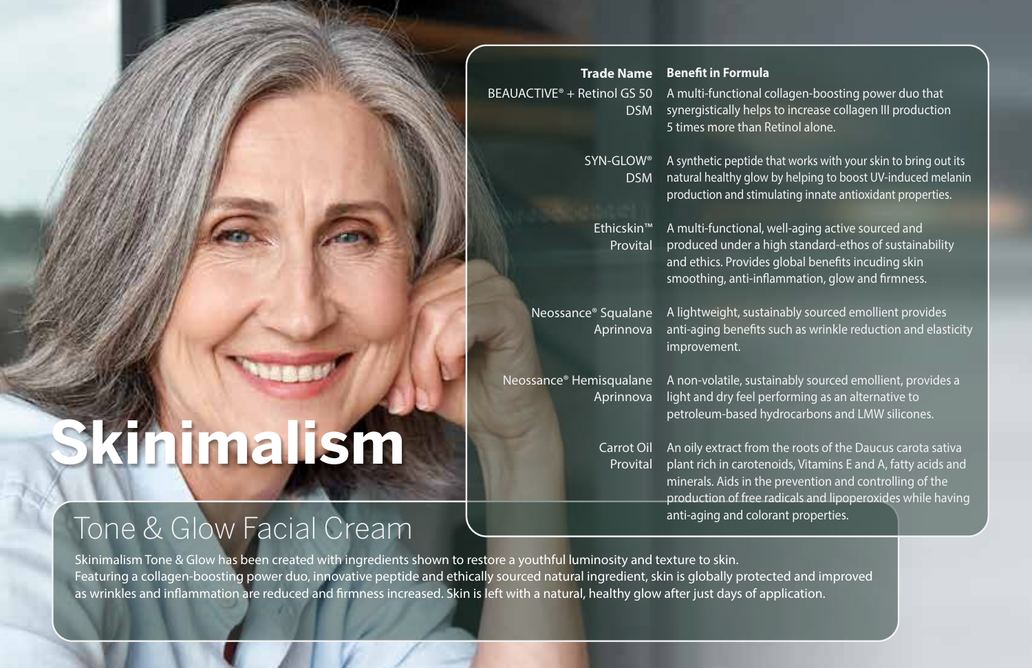# Skinimalism

## Tone & Glow Facial Cream

Skinimalism Tone & Glow has been created with ingredients shown to restore a youthful luminosity and texture to skin.
Featuring a collagen-boosting power duo, innovative peptide and ethically sourced natural ingredient, skin is globally protected and improved as wrinkles and inflammation are reduced and firmness increased. Skin is left with a natural, healthy glow after just days of application.

| Trade Name | Benefit in Formula |
| --- | --- |
| BEAUACTIVE® + Retinol GS 50<br>DSM | A multi-functional collagen-boosting power duo that synergistically helps to increase collagen III production 5 times more than Retinol alone. |
| SYN-GLOW®<br>DSM | A synthetic peptide that works with your skin to bring out its natural healthy glow by helping to boost UV-induced melanin production and stimulating innate antioxidant properties. |
| Ethicskin™<br>Provital | A multi-functional, well-aging active sourced and produced under a high standard-ethos of sustainability and ethics. Provides global benefits incuding skin smoothing, anti-inflammation, glow and firmness. |
| Neossance® Squalane<br>Aprinnova | A lightweight, sustainably sourced emollient provides anti-aging benefits such as wrinkle reduction and elasticity improvement. |
| Neossance® Hemisqualane<br>Aprinnova | A non-volatile, sustainably sourced emollient, provides a light and dry feel performing as an alternative to petroleum-based hydrocarbons and LMW silicones. |
| Carrot Oil<br>Provital | An oily extract from the roots of the Daucus carota sativa plant rich in carotenoids, Vitamins E and A, fatty acids and minerals. Aids in the prevention and controlling of the production of free radicals and lipoperoxides while having anti-aging and colorant properties. |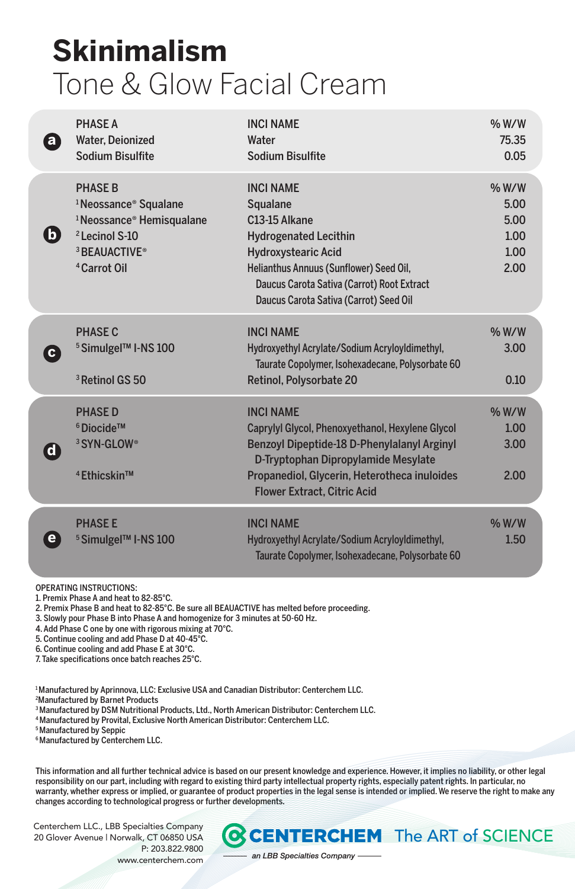# Skinimalism

## Tone & Glow Facial Cream

| | PHASE A | INCI NAME | % W/W |
|---|---|---|---|
| a | Water, Deionized | Water | 75.35 |
| | Sodium Bisulfite | Sodium Bisulfite | 0.05 |
| | **PHASE B** | **INCI NAME** | **% W/W** |
| b | [1]Neossance® Squalane | Squalane | 5.00 |
| | [1]Neossance® Hemisqualane | C13-15 Alkane | 5.00 |
| | [2]Lecinol S-10 | Hydrogenated Lecithin | 1.00 |
| | [3]BEAUACTIVE® | Hydroxystearic Acid | 1.00 |
| | [4]Carrot Oil | Helianthus Annuus (Sunflower) Seed Oil, Daucus Carota Sativa (Carrot) Root Extract Daucus Carota Sativa (Carrot) Seed Oil | 2.00 |
| | **PHASE C** | **INCI NAME** | **% W/W** |
| c | [5]Simulgel™ I-NS 100 | Hydroxyethyl Acrylate/Sodium Acryloyldimethyl, Taurate Copolymer, Isohexadecane, Polysorbate 60 | 3.00 |
| | [3]Retinol GS 50 | Retinol, Polysorbate 20 | 0.10 |
| | **PHASE D** | **INCI NAME** | **% W/W** |
| d | [6]Diocide™ | Caprylyl Glycol, Phenoxyethanol, Hexylene Glycol | 1.00 |
| | [3]SYN-GLOW® | Benzoyl Dipeptide-18 D-Phenylalanyl Arginyl D-Tryptophan Dipropylamide Mesylate | 3.00 |
| | [4]Ethicskin™ | Propanediol, Glycerin, Heterotheca inuloides Flower Extract, Citric Acid | 2.00 |
| | **PHASE E** | **INCI NAME** | **% W/W** |
| e | [5]Simulgel™ I-NS 100 | Hydroxyethyl Acrylate/Sodium Acryloyldimethyl, Taurate Copolymer, Isohexadecane, Polysorbate 60 | 1.50 |

OPERATING INSTRUCTIONS:

1. Premix Phase A and heat to 82-85°C.
2. Premix Phase B and heat to 82-85°C. Be sure all BEAUACTIVE has melted before proceeding.
3. Slowly pour Phase B into Phase A and homogenize for 3 minutes at 50-60 Hz.
4. Add Phase C one by one with rigorous mixing at 70°C.
5. Continue cooling and add Phase D at 40-45°C.
6. Continue cooling and add Phase E at 30°C.
7. Take specifications once batch reaches 25°C.

[1]Manufactured by Aprinnova, LLC: Exclusive USA and Canadian Distributor: Centerchem LLC.
[2]Manufactured by Barnet Products
[3]Manufactured by DSM Nutritional Products, Ltd., North American Distributor: Centerchem LLC.
[4]Manufactured by Provital, Exclusive North American Distributor: Centerchem LLC.
[5]Manufactured by Seppic
[6]Manufactured by Centerchem LLC.

This information and all further technical advice is based on our present knowledge and experience. However, it implies no liability, or other legal responsibility on our part, including with regard to existing third party intellectual property rights, especially patent rights. In particular, no warranty, whether express or implied, or guarantee of product properties in the legal sense is intended or implied. We reserve the right to make any changes according to technological progress or further developments.

Centerchem LLC., LBB Specialties Company
20 Glover Avenue | Norwalk, CT 06850 USA
P: 203.822.9800
www.centerchem.com

CENTERCHEM The ART of SCIENCE
an LBB Specialties Company